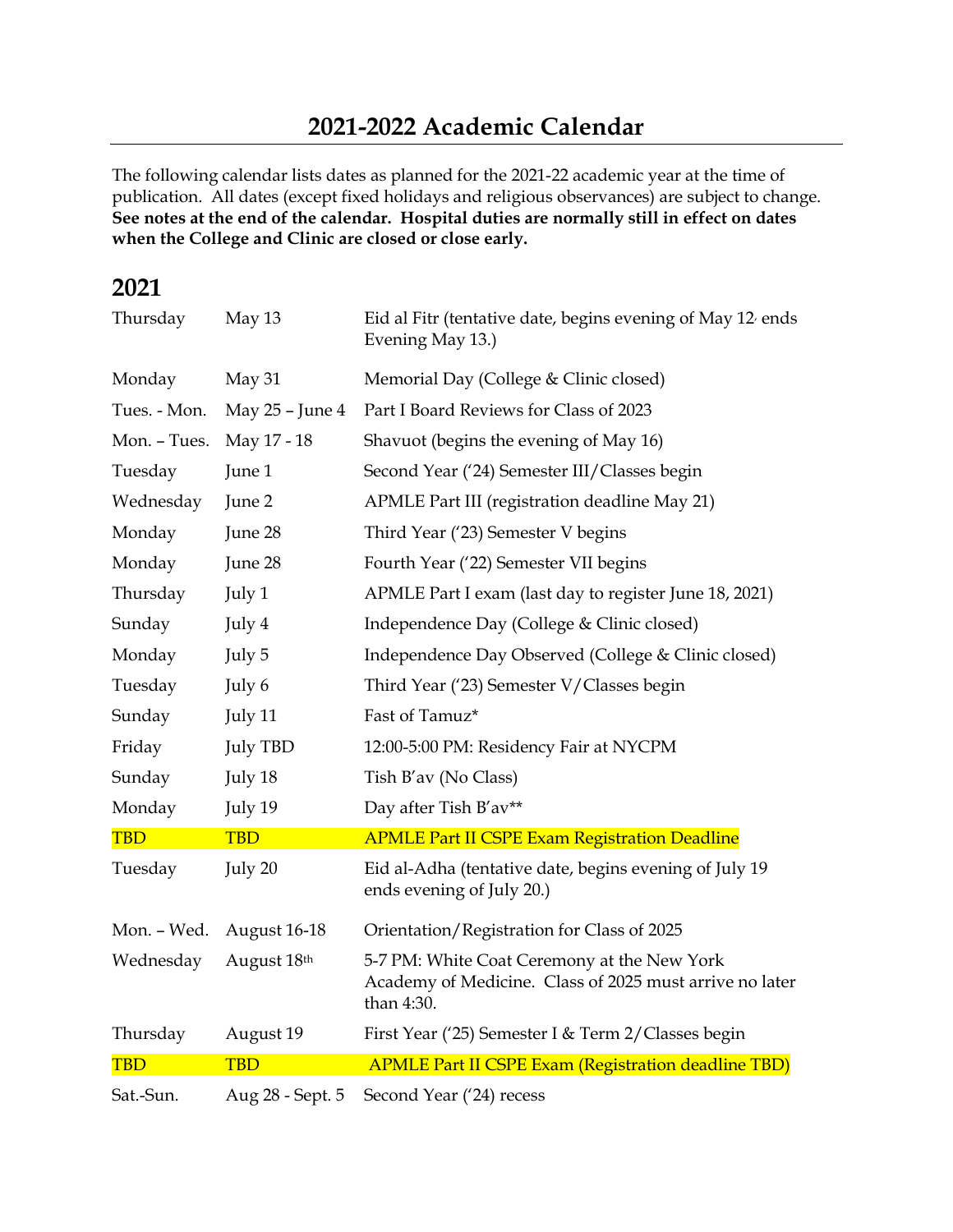# 2021-2022 Academic Calendar

The following calendar lists dates as planned for the 2021-22 academic year at the time of publication. All dates (except fixed holidays and religious observances) are subject to change. **See notes at the end of the calendar. Hospital duties are normally still in effect on dates when the College and Clinic are closed or close early.**

## 2021

| | | |
|---|---|---|
| Thursday | May 13 | Eid al Fitr (tentative date, begins evening of May 12, ends Evening May 13.) |
| Monday | May 31 | Memorial Day (College & Clinic closed) |
| Tues. - Mon. | May 25 – June 4 | Part I Board Reviews for Class of 2023 |
| Mon. – Tues. | May 17 - 18 | Shavuot (begins the evening of May 16) |
| Tuesday | June 1 | Second Year ('24) Semester III/Classes begin |
| Wednesday | June 2 | APMLE Part III (registration deadline May 21) |
| Monday | June 28 | Third Year ('23) Semester V begins |
| Monday | June 28 | Fourth Year ('22) Semester VII begins |
| Thursday | July 1 | APMLE Part I exam (last day to register June 18, 2021) |
| Sunday | July 4 | Independence Day (College & Clinic closed) |
| Monday | July 5 | Independence Day Observed (College & Clinic closed) |
| Tuesday | July 6 | Third Year ('23) Semester V/Classes begin |
| Sunday | July 11 | Fast of Tamuz* |
| Friday | July TBD | 12:00-5:00 PM: Residency Fair at NYCPM |
| Sunday | July 18 | Tish B'av (No Class) |
| Monday | July 19 | Day after Tish B'av** |
| TBD | TBD | APMLE Part II CSPE Exam Registration Deadline |
| Tuesday | July 20 | Eid al-Adha (tentative date, begins evening of July 19 ends evening of July 20.) |
| Mon. – Wed. | August 16-18 | Orientation/Registration for Class of 2025 |
| Wednesday | August 18th | 5-7 PM: White Coat Ceremony at the New York Academy of Medicine. Class of 2025 must arrive no later than 4:30. |
| Thursday | August 19 | First Year ('25) Semester I & Term 2/Classes begin |
| TBD | TBD | APMLE Part II CSPE Exam (Registration deadline TBD) |
| Sat.-Sun. | Aug 28 - Sept. 5 | Second Year ('24) recess |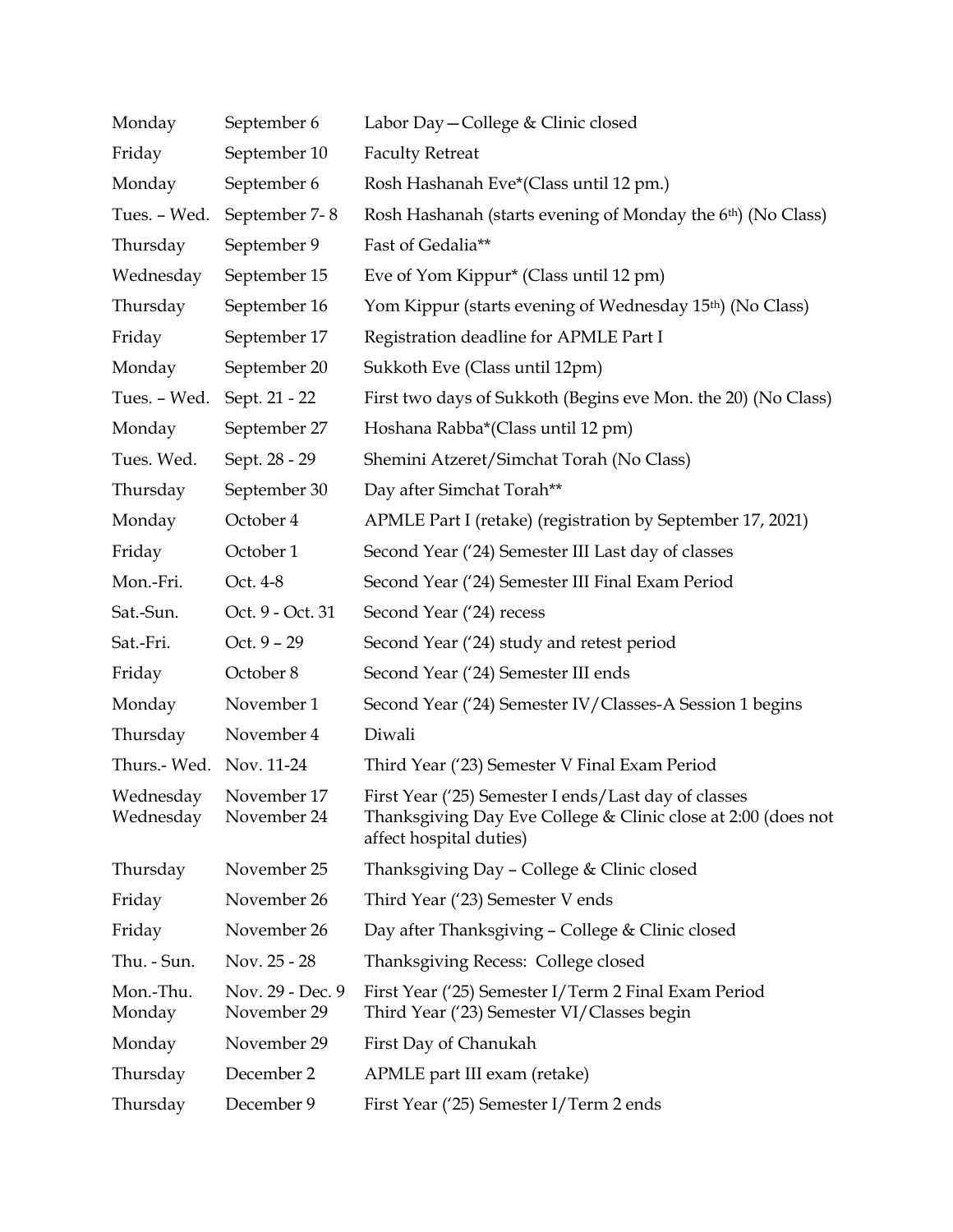| | | |
|---|---|---|
| Monday | September 6 | Labor Day—College & Clinic closed |
| Friday | September 10 | Faculty Retreat |
| Monday | September 6 | Rosh Hashanah Eve*(Class until 12 pm.) |
| Tues. – Wed. | September 7- 8 | Rosh Hashanah (starts evening of Monday the 6th) (No Class) |
| Thursday | September 9 | Fast of Gedalia** |
| Wednesday | September 15 | Eve of Yom Kippur* (Class until 12 pm) |
| Thursday | September 16 | Yom Kippur (starts evening of Wednesday 15th) (No Class) |
| Friday | September 17 | Registration deadline for APMLE Part I |
| Monday | September 20 | Sukkoth Eve (Class until 12pm) |
| Tues. – Wed. | Sept. 21 - 22 | First two days of Sukkoth (Begins eve Mon. the 20) (No Class) |
| Monday | September 27 | Hoshana Rabba*(Class until 12 pm) |
| Tues. Wed. | Sept. 28 - 29 | Shemini Atzeret/Simchat Torah (No Class) |
| Thursday | September 30 | Day after Simchat Torah** |
| Monday | October 4 | APMLE Part I (retake) (registration by September 17, 2021) |
| Friday | October 1 | Second Year ('24) Semester III Last day of classes |
| Mon.-Fri. | Oct. 4-8 | Second Year ('24) Semester III Final Exam Period |
| Sat.-Sun. | Oct. 9 - Oct. 31 | Second Year ('24) recess |
| Sat.-Fri. | Oct. 9 – 29 | Second Year ('24) study and retest period |
| Friday | October 8 | Second Year ('24) Semester III ends |
| Monday | November 1 | Second Year ('24) Semester IV/Classes-A Session 1 begins |
| Thursday | November 4 | Diwali |
| Thurs.- Wed. | Nov. 11-24 | Third Year ('23) Semester V Final Exam Period |
| Wednesday | November 17 | First Year ('25) Semester I ends/Last day of classes |
| Wednesday | November 24 | Thanksgiving Day Eve College & Clinic close at 2:00 (does not affect hospital duties) |
| Thursday | November 25 | Thanksgiving Day – College & Clinic closed |
| Friday | November 26 | Third Year ('23) Semester V ends |
| Friday | November 26 | Day after Thanksgiving – College & Clinic closed |
| Thu. - Sun. | Nov. 25 - 28 | Thanksgiving Recess: College closed |
| Mon.-Thu. | Nov. 29 - Dec. 9 | First Year ('25) Semester I/Term 2 Final Exam Period |
| Monday | November 29 | Third Year ('23) Semester VI/Classes begin |
| Monday | November 29 | First Day of Chanukah |
| Thursday | December 2 | APMLE part III exam (retake) |
| Thursday | December 9 | First Year ('25) Semester I/Term 2 ends |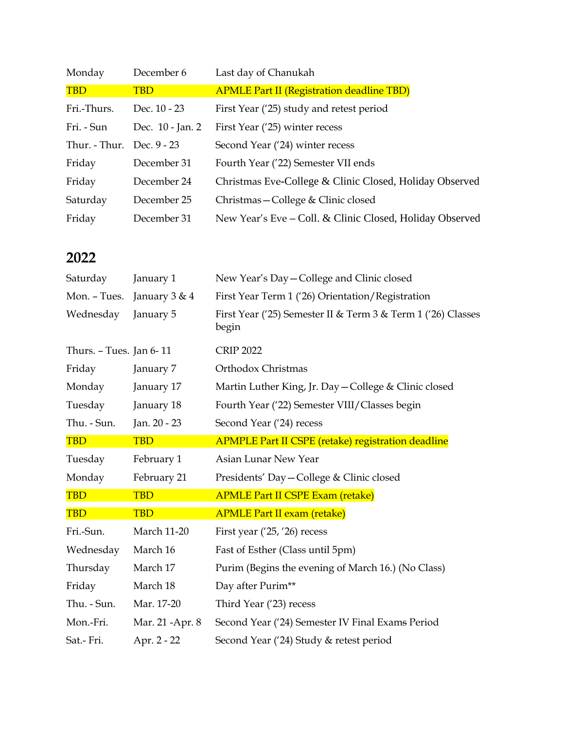| | | |
|---|---|---|
| Monday | December 6 | Last day of Chanukah |
| TBD | TBD | APMLE Part II (Registration deadline TBD) |
| Fri.-Thurs. | Dec. 10 - 23 | First Year ('25) study and retest period |
| Fri. - Sun | Dec. 10 - Jan. 2 | First Year ('25) winter recess |
| Thur. - Thur. | Dec. 9 - 23 | Second Year ('24) winter recess |
| Friday | December 31 | Fourth Year ('22) Semester VII ends |
| Friday | December 24 | Christmas Eve-College & Clinic Closed, Holiday Observed |
| Saturday | December 25 | Christmas—College & Clinic closed |
| Friday | December 31 | New Year's Eve – Coll. & Clinic Closed, Holiday Observed |

## 2022

| | | |
|---|---|---|
| Saturday | January 1 | New Year's Day—College and Clinic closed |
| Mon. – Tues. | January 3 & 4 | First Year Term 1 ('26) Orientation/Registration |
| Wednesday | January 5 | First Year ('25) Semester II & Term 3 & Term 1 ('26) Classes begin |
| Thurs. – Tues. | Jan 6- 11 | CRIP 2022 |
| Friday | January 7 | Orthodox Christmas |
| Monday | January 17 | Martin Luther King, Jr. Day—College & Clinic closed |
| Tuesday | January 18 | Fourth Year ('22) Semester VIII/Classes begin |
| Thu. - Sun. | Jan. 20 - 23 | Second Year ('24) recess |
| TBD | TBD | APMPLE Part II CSPE (retake) registration deadline |
| Tuesday | February 1 | Asian Lunar New Year |
| Monday | February 21 | Presidents' Day—College & Clinic closed |
| TBD | TBD | APMLE Part II CSPE Exam (retake) |
| TBD | TBD | APMLE Part II exam (retake) |
| Fri.-Sun. | March 11-20 | First year ('25, '26) recess |
| Wednesday | March 16 | Fast of Esther (Class until 5pm) |
| Thursday | March 17 | Purim (Begins the evening of March 16.) (No Class) |
| Friday | March 18 | Day after Purim** |
| Thu. - Sun. | Mar. 17-20 | Third Year ('23) recess |
| Mon.-Fri. | Mar. 21 -Apr. 8 | Second Year ('24) Semester IV Final Exams Period |
| Sat.- Fri. | Apr. 2 - 22 | Second Year ('24) Study & retest period |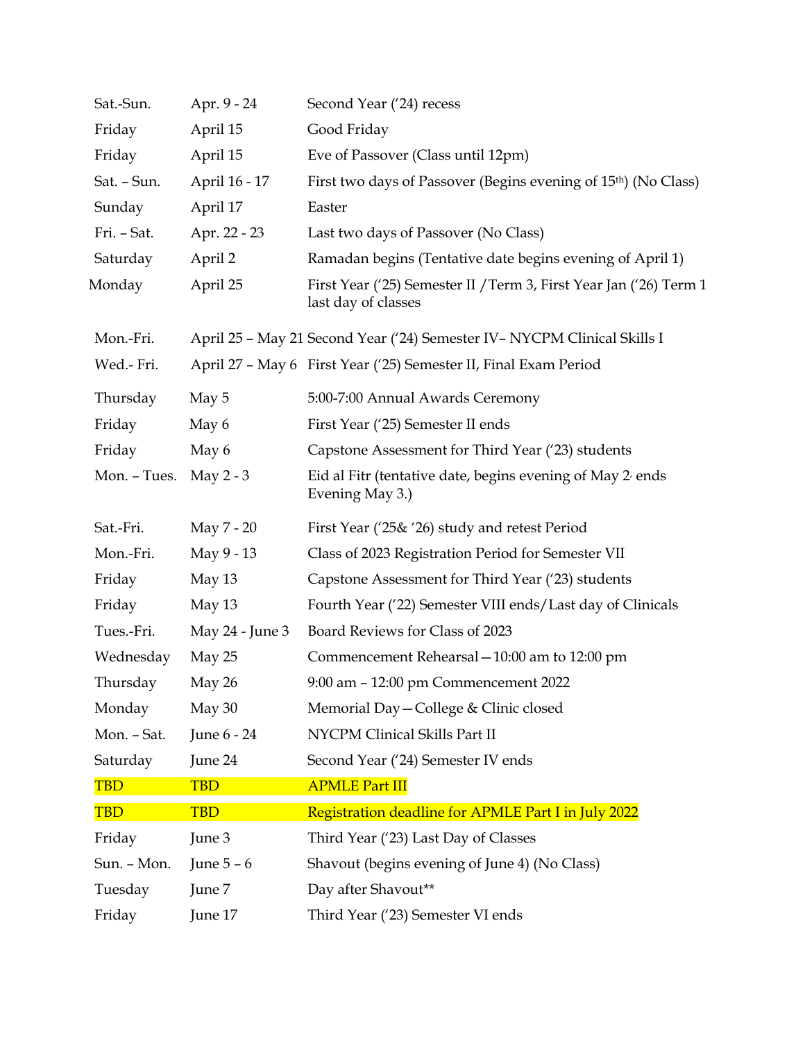| | | |
|---|---|---|
| Sat.-Sun. | Apr. 9 - 24 | Second Year ('24) recess |
| Friday | April 15 | Good Friday |
| Friday | April 15 | Eve of Passover (Class until 12pm) |
| Sat. – Sun. | April 16 - 17 | First two days of Passover (Begins evening of 15th) (No Class) |
| Sunday | April 17 | Easter |
| Fri. – Sat. | Apr. 22 - 23 | Last two days of Passover (No Class) |
| Saturday | April 2 | Ramadan begins (Tentative date begins evening of April 1) |
| Monday | April 25 | First Year ('25) Semester II /Term 3, First Year Jan ('26) Term 1 last day of classes |
| Mon.-Fri. | April 25 – May 21 | Second Year ('24) Semester IV– NYCPM Clinical Skills I |
| Wed.- Fri. | April 27 – May 6 | First Year ('25) Semester II, Final Exam Period |
| Thursday | May 5 | 5:00-7:00 Annual Awards Ceremony |
| Friday | May 6 | First Year ('25) Semester II ends |
| Friday | May 6 | Capstone Assessment for Third Year ('23) students |
| Mon. – Tues. | May 2 - 3 | Eid al Fitr (tentative date, begins evening of May 2, ends Evening May 3.) |
| Sat.-Fri. | May 7 - 20 | First Year ('25& '26) study and retest Period |
| Mon.-Fri. | May 9 - 13 | Class of 2023 Registration Period for Semester VII |
| Friday | May 13 | Capstone Assessment for Third Year ('23) students |
| Friday | May 13 | Fourth Year ('22) Semester VIII ends/Last day of Clinicals |
| Tues.-Fri. | May 24 - June 3 | Board Reviews for Class of 2023 |
| Wednesday | May 25 | Commencement Rehearsal—10:00 am to 12:00 pm |
| Thursday | May 26 | 9:00 am – 12:00 pm Commencement 2022 |
| Monday | May 30 | Memorial Day—College & Clinic closed |
| Mon. – Sat. | June 6 - 24 | NYCPM Clinical Skills Part II |
| Saturday | June 24 | Second Year ('24) Semester IV ends |
| TBD | TBD | APMLE Part III |
| TBD | TBD | Registration deadline for APMLE Part I in July 2022 |
| Friday | June 3 | Third Year ('23) Last Day of Classes |
| Sun. – Mon. | June 5 – 6 | Shavout (begins evening of June 4) (No Class) |
| Tuesday | June 7 | Day after Shavout** |
| Friday | June 17 | Third Year ('23) Semester VI ends |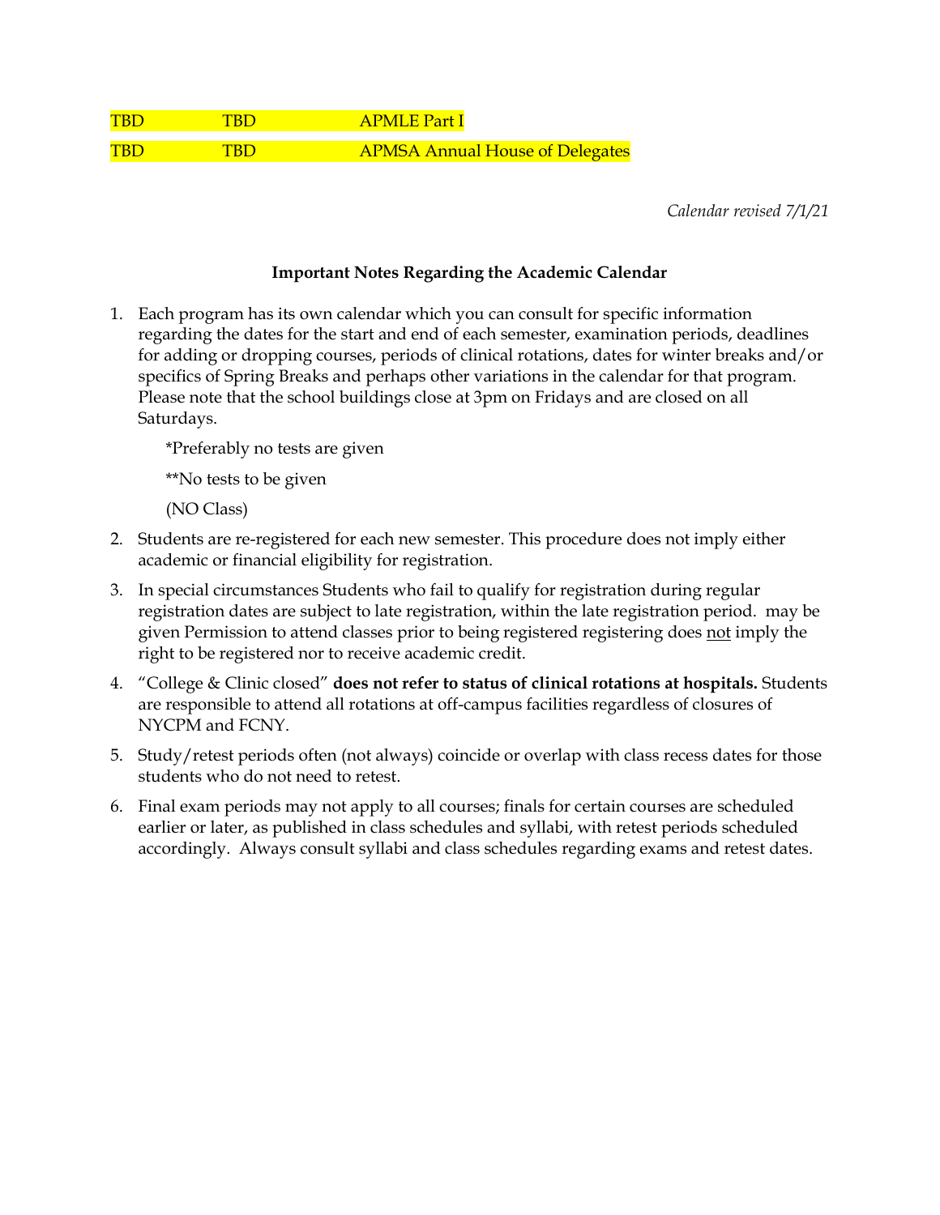| | | |
|---|---|---|
| TBD | TBD | APMLE Part I |
| TBD | TBD | APMSA Annual House of Delegates |

*Calendar revised 7/1/21*

**Important Notes Regarding the Academic Calendar**

1. Each program has its own calendar which you can consult for specific information regarding the dates for the start and end of each semester, examination periods, deadlines for adding or dropping courses, periods of clinical rotations, dates for winter breaks and/or specifics of Spring Breaks and perhaps other variations in the calendar for that program. Please note that the school buildings close at 3pm on Fridays and are closed on all Saturdays.

   *Preferably no tests are given

   **No tests to be given

   (NO Class)

2. Students are re-registered for each new semester. This procedure does not imply either academic or financial eligibility for registration.
3. In special circumstances Students who fail to qualify for registration during regular registration dates are subject to late registration, within the late registration period. may be given Permission to attend classes prior to being registered registering does not imply the right to be registered nor to receive academic credit.
4. "College & Clinic closed" **does not refer to status of clinical rotations at hospitals.** Students are responsible to attend all rotations at off-campus facilities regardless of closures of NYCPM and FCNY.
5. Study/retest periods often (not always) coincide or overlap with class recess dates for those students who do not need to retest.
6. Final exam periods may not apply to all courses; finals for certain courses are scheduled earlier or later, as published in class schedules and syllabi, with retest periods scheduled accordingly. Always consult syllabi and class schedules regarding exams and retest dates.